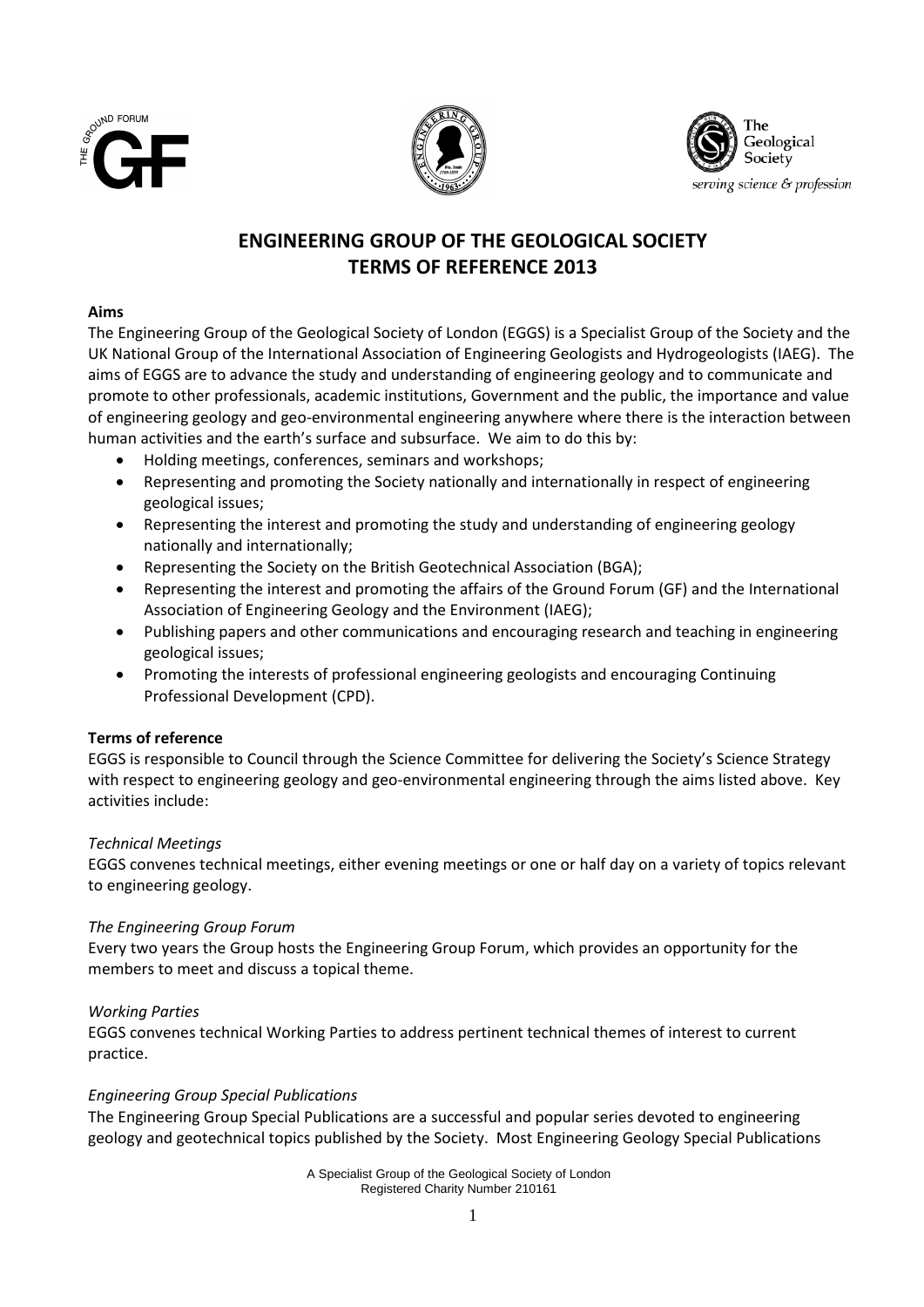# ENGINEERING GROUP OF THE GEOLOGICAL SOCIETY
# TERMS OF REFERENCE 2013

**Aims**

The Engineering Group of the Geological Society of London (EGGS) is a Specialist Group of the Society and the UK National Group of the International Association of Engineering Geologists and Hydrogeologists (IAEG). The aims of EGGS are to advance the study and understanding of engineering geology and to communicate and promote to other professionals, academic institutions, Government and the public, the importance and value of engineering geology and geo-environmental engineering anywhere where there is the interaction between human activities and the earth's surface and subsurface. We aim to do this by:

- Holding meetings, conferences, seminars and workshops;
- Representing and promoting the Society nationally and internationally in respect of engineering geological issues;
- Representing the interest and promoting the study and understanding of engineering geology nationally and internationally;
- Representing the Society on the British Geotechnical Association (BGA);
- Representing the interest and promoting the affairs of the Ground Forum (GF) and the International Association of Engineering Geology and the Environment (IAEG);
- Publishing papers and other communications and encouraging research and teaching in engineering geological issues;
- Promoting the interests of professional engineering geologists and encouraging Continuing Professional Development (CPD).

**Terms of reference**

EGGS is responsible to Council through the Science Committee for delivering the Society's Science Strategy with respect to engineering geology and geo-environmental engineering through the aims listed above. Key activities include:

*Technical Meetings*

EGGS convenes technical meetings, either evening meetings or one or half day on a variety of topics relevant to engineering geology.

*The Engineering Group Forum*

Every two years the Group hosts the Engineering Group Forum, which provides an opportunity for the members to meet and discuss a topical theme.

*Working Parties*

EGGS convenes technical Working Parties to address pertinent technical themes of interest to current practice.

*Engineering Group Special Publications*

The Engineering Group Special Publications are a successful and popular series devoted to engineering geology and geotechnical topics published by the Society. Most Engineering Geology Special Publications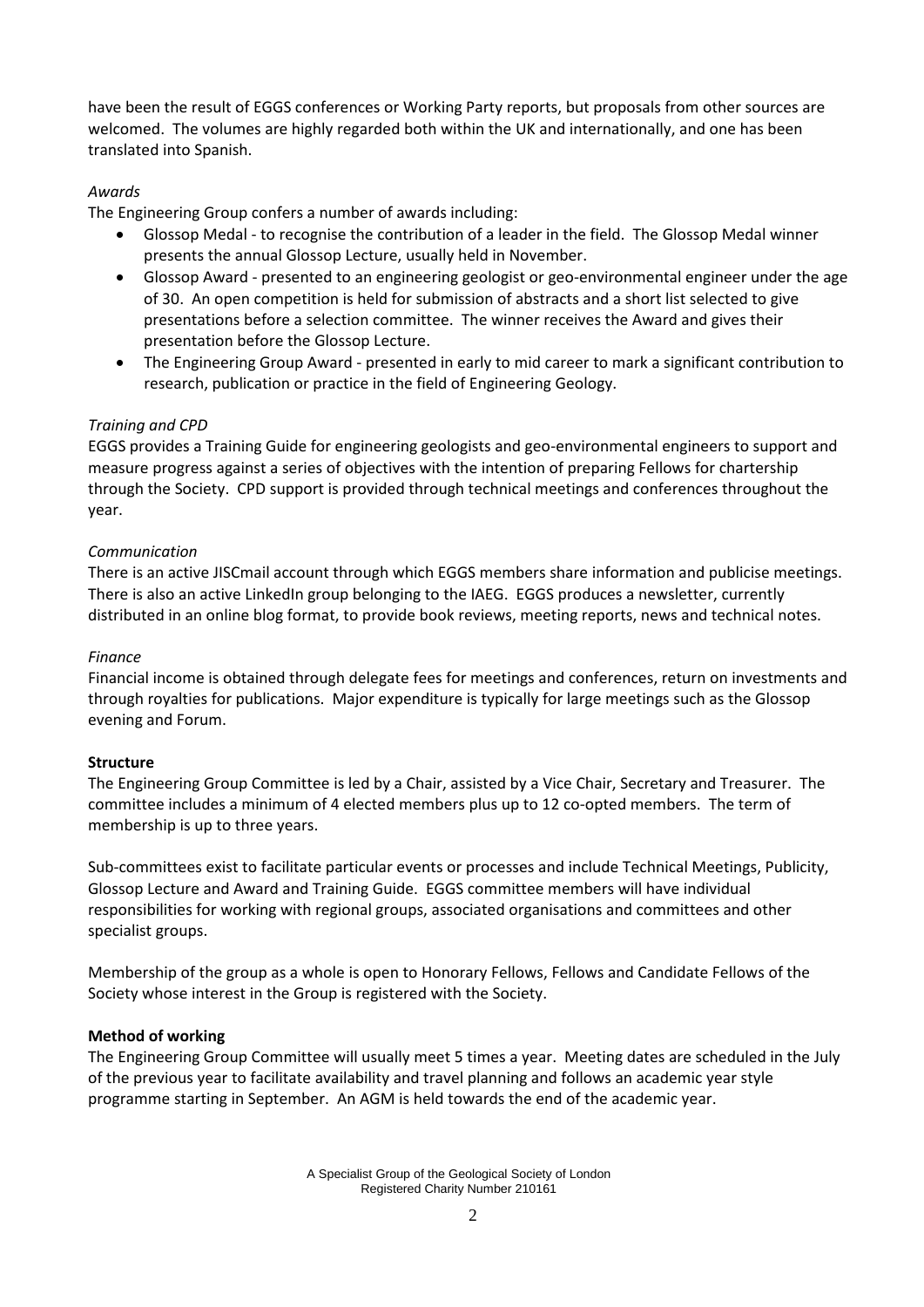have been the result of EGGS conferences or Working Party reports, but proposals from other sources are welcomed. The volumes are highly regarded both within the UK and internationally, and one has been translated into Spanish.

*Awards*

The Engineering Group confers a number of awards including:

- Glossop Medal - to recognise the contribution of a leader in the field. The Glossop Medal winner presents the annual Glossop Lecture, usually held in November.
- Glossop Award - presented to an engineering geologist or geo-environmental engineer under the age of 30. An open competition is held for submission of abstracts and a short list selected to give presentations before a selection committee. The winner receives the Award and gives their presentation before the Glossop Lecture.
- The Engineering Group Award - presented in early to mid career to mark a significant contribution to research, publication or practice in the field of Engineering Geology.

*Training and CPD*

EGGS provides a Training Guide for engineering geologists and geo-environmental engineers to support and measure progress against a series of objectives with the intention of preparing Fellows for chartership through the Society. CPD support is provided through technical meetings and conferences throughout the year.

*Communication*

There is an active JISCmail account through which EGGS members share information and publicise meetings. There is also an active LinkedIn group belonging to the IAEG. EGGS produces a newsletter, currently distributed in an online blog format, to provide book reviews, meeting reports, news and technical notes.

*Finance*

Financial income is obtained through delegate fees for meetings and conferences, return on investments and through royalties for publications. Major expenditure is typically for large meetings such as the Glossop evening and Forum.

**Structure**

The Engineering Group Committee is led by a Chair, assisted by a Vice Chair, Secretary and Treasurer. The committee includes a minimum of 4 elected members plus up to 12 co-opted members. The term of membership is up to three years.

Sub-committees exist to facilitate particular events or processes and include Technical Meetings, Publicity, Glossop Lecture and Award and Training Guide. EGGS committee members will have individual responsibilities for working with regional groups, associated organisations and committees and other specialist groups.

Membership of the group as a whole is open to Honorary Fellows, Fellows and Candidate Fellows of the Society whose interest in the Group is registered with the Society.

**Method of working**

The Engineering Group Committee will usually meet 5 times a year. Meeting dates are scheduled in the July of the previous year to facilitate availability and travel planning and follows an academic year style programme starting in September. An AGM is held towards the end of the academic year.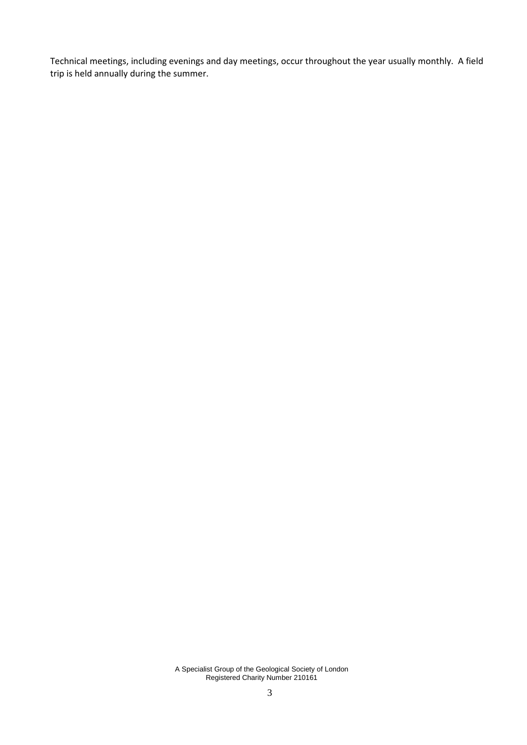Technical meetings, including evenings and day meetings, occur throughout the year usually monthly. A field trip is held annually during the summer.